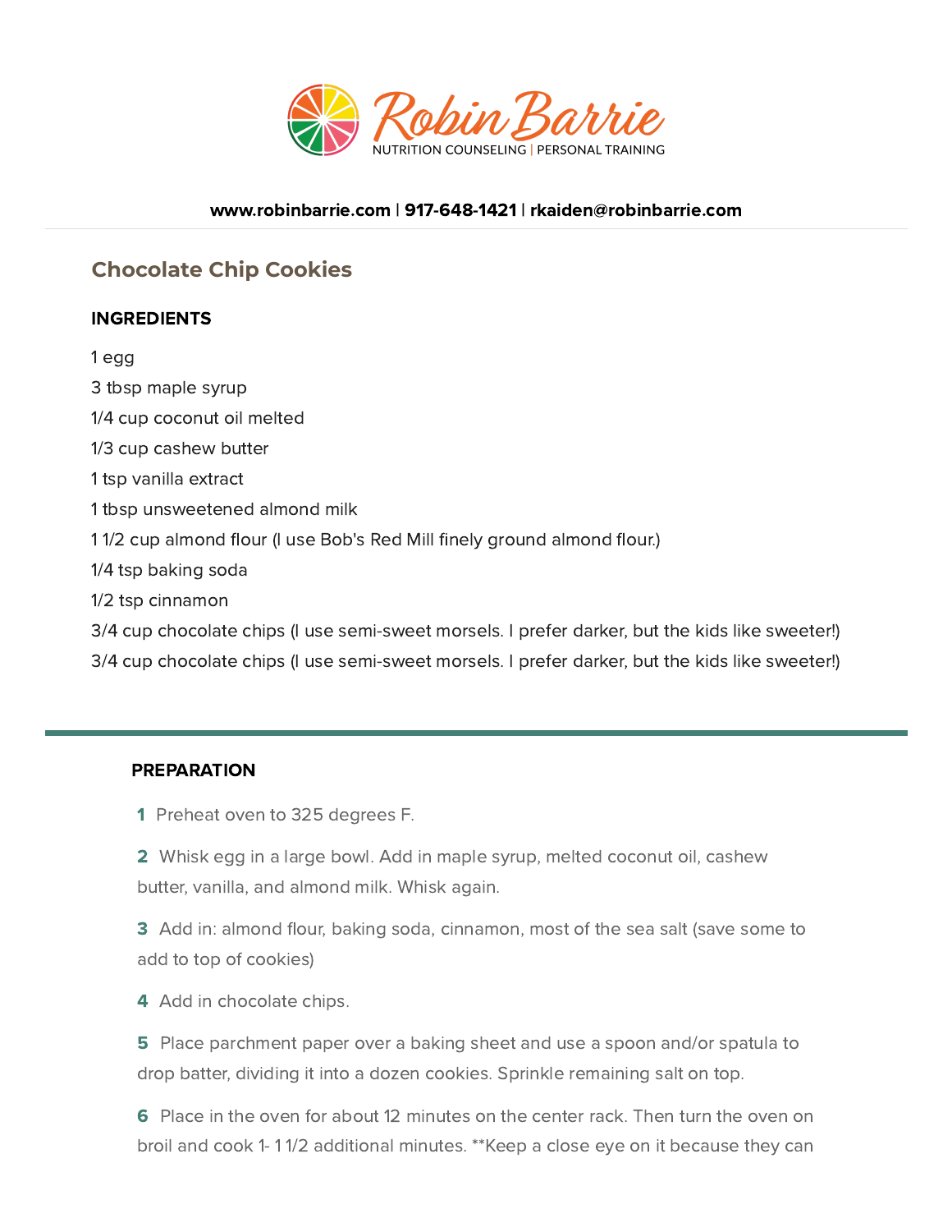Robin Barrie

NUTRITION COUNSELING | PERSONAL TRAINING

**www.robinbarrie.com | 917-648-1421 | rkaiden@robinbarrie.com**

## Chocolate Chip Cookies

### INGREDIENTS

1 egg

3 tbsp maple syrup

1/4 cup coconut oil melted

1/3 cup cashew butter

1 tsp vanilla extract

1 tbsp unsweetened almond milk

1 1/2 cup almond flour (I use Bob's Red Mill finely ground almond flour.)

1/4 tsp baking soda

1/2 tsp cinnamon

3/4 cup chocolate chips (I use semi-sweet morsels. I prefer darker, but the kids like sweeter!)

3/4 cup chocolate chips (I use semi-sweet morsels. I prefer darker, but the kids like sweeter!)

### PREPARATION

1 Preheat oven to 325 degrees F.

2 Whisk egg in a large bowl. Add in maple syrup, melted coconut oil, cashew butter, vanilla, and almond milk. Whisk again.

3 Add in: almond flour, baking soda, cinnamon, most of the sea salt (save some to add to top of cookies)

4 Add in chocolate chips.

5 Place parchment paper over a baking sheet and use a spoon and/or spatula to drop batter, dividing it into a dozen cookies. Sprinkle remaining salt on top.

6 Place in the oven for about 12 minutes on the center rack. Then turn the oven on broil and cook 1- 1 1/2 additional minutes. **Keep a close eye on it because they can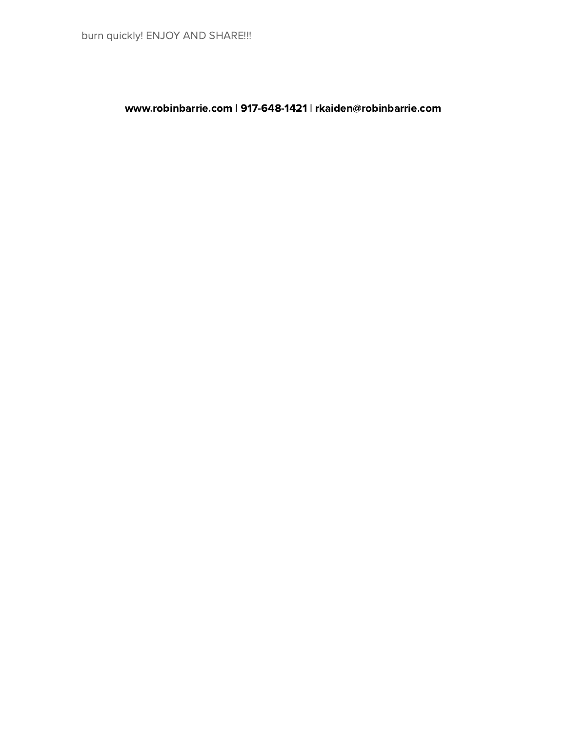burn quickly! ENJOY AND SHARE!!!

**www.robinbarrie.com | 917-648-1421 | rkaiden@robinbarrie.com**